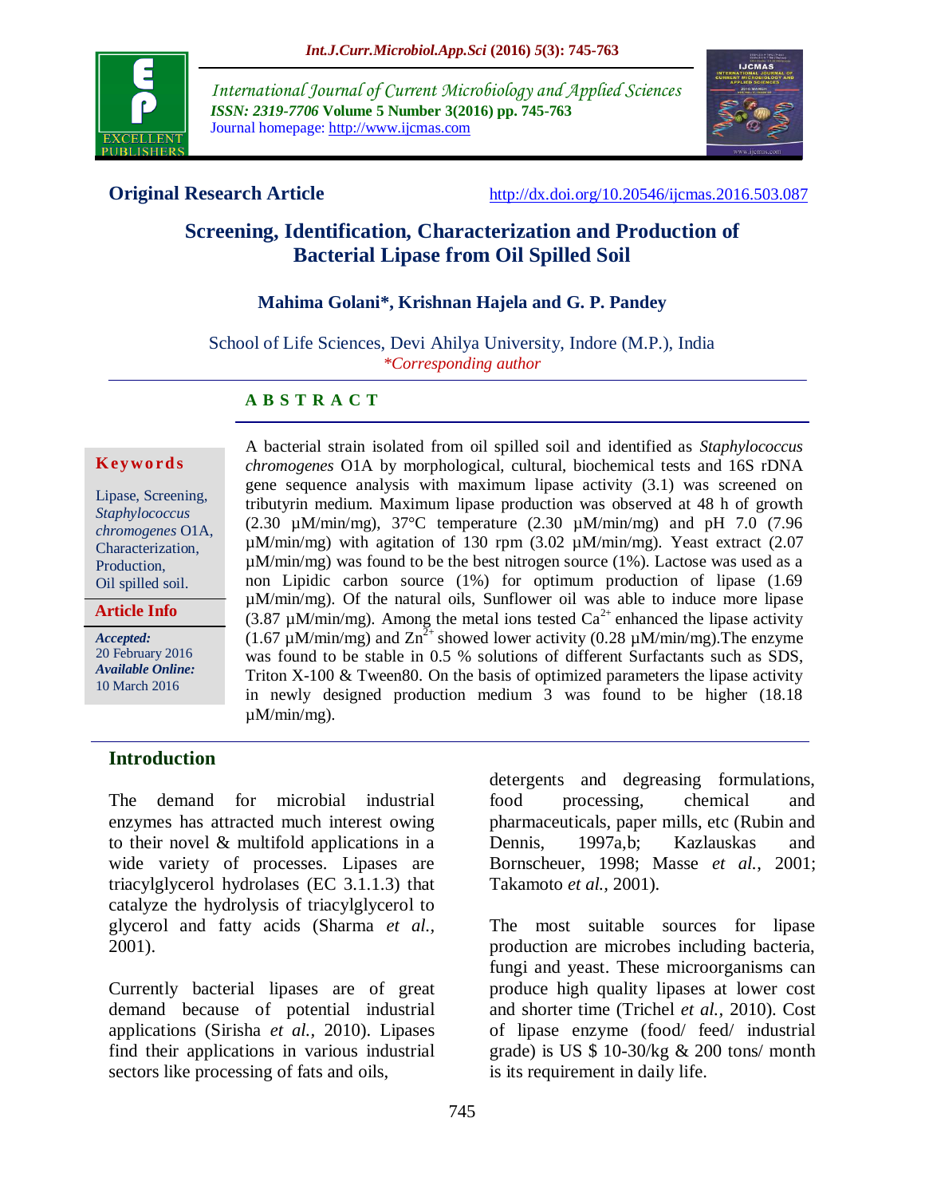**Original Research Article**

http://dx.doi.org/10.20546/ijcmas.2016.503.087

# Screening, Identification, Characterization and Production of Bacterial Lipase from Oil Spilled Soil

**Mahima Golani*, Krishnan Hajela and G. P. Pandey**

School of Life Sciences, Devi Ahilya University, Indore (M.P.), India

*\*Corresponding author*

**Keywords**

Lipase, Screening, *Staphylococcus chromogenes* O1A, Characterization, Production, Oil spilled soil.

**Article Info**

***Accepted:*** 20 February 2016

***Available Online:*** 10 March 2016

## A B S T R A C T

A bacterial strain isolated from oil spilled soil and identified as *Staphylococcus chromogenes* O1A by morphological, cultural, biochemical tests and 16S rDNA gene sequence analysis with maximum lipase activity (3.1) was screened on tributyrin medium. Maximum lipase production was observed at 48 h of growth (2.30 µM/min/mg), 37°C temperature (2.30 µM/min/mg) and pH 7.0 (7.96 µM/min/mg) with agitation of 130 rpm (3.02 µM/min/mg). Yeast extract (2.07 µM/min/mg) was found to be the best nitrogen source (1%). Lactose was used as a non Lipidic carbon source (1%) for optimum production of lipase (1.69 µM/min/mg). Of the natural oils, Sunflower oil was able to induce more lipase (3.87 µM/min/mg). Among the metal ions tested $Ca^{2+}$ enhanced the lipase activity (1.67 µM/min/mg) and $Zn^{2+}$ showed lower activity (0.28 µM/min/mg).The enzyme was found to be stable in 0.5 % solutions of different Surfactants such as SDS, Triton X-100 & Tween80. On the basis of optimized parameters the lipase activity in newly designed production medium 3 was found to be higher (18.18 µM/min/mg).

## Introduction

The demand for microbial industrial enzymes has attracted much interest owing to their novel & multifold applications in a wide variety of processes. Lipases are triacylglycerol hydrolases (EC 3.1.1.3) that catalyze the hydrolysis of triacylglycerol to glycerol and fatty acids (Sharma *et al.,* 2001).

Currently bacterial lipases are of great demand because of potential industrial applications (Sirisha *et al.,* 2010). Lipases find their applications in various industrial sectors like processing of fats and oils, detergents and degreasing formulations, food processing, chemical and pharmaceuticals, paper mills, etc (Rubin and Dennis, 1997a,b; Kazlauskas and Bornscheuer, 1998; Masse *et al.,* 2001; Takamoto *et al.,* 2001).

The most suitable sources for lipase production are microbes including bacteria, fungi and yeast. These microorganisms can produce high quality lipases at lower cost and shorter time (Trichel *et al.,* 2010). Cost of lipase enzyme (food/ feed/ industrial grade) is US $ 10-30/kg & 200 tons/ month is its requirement in daily life.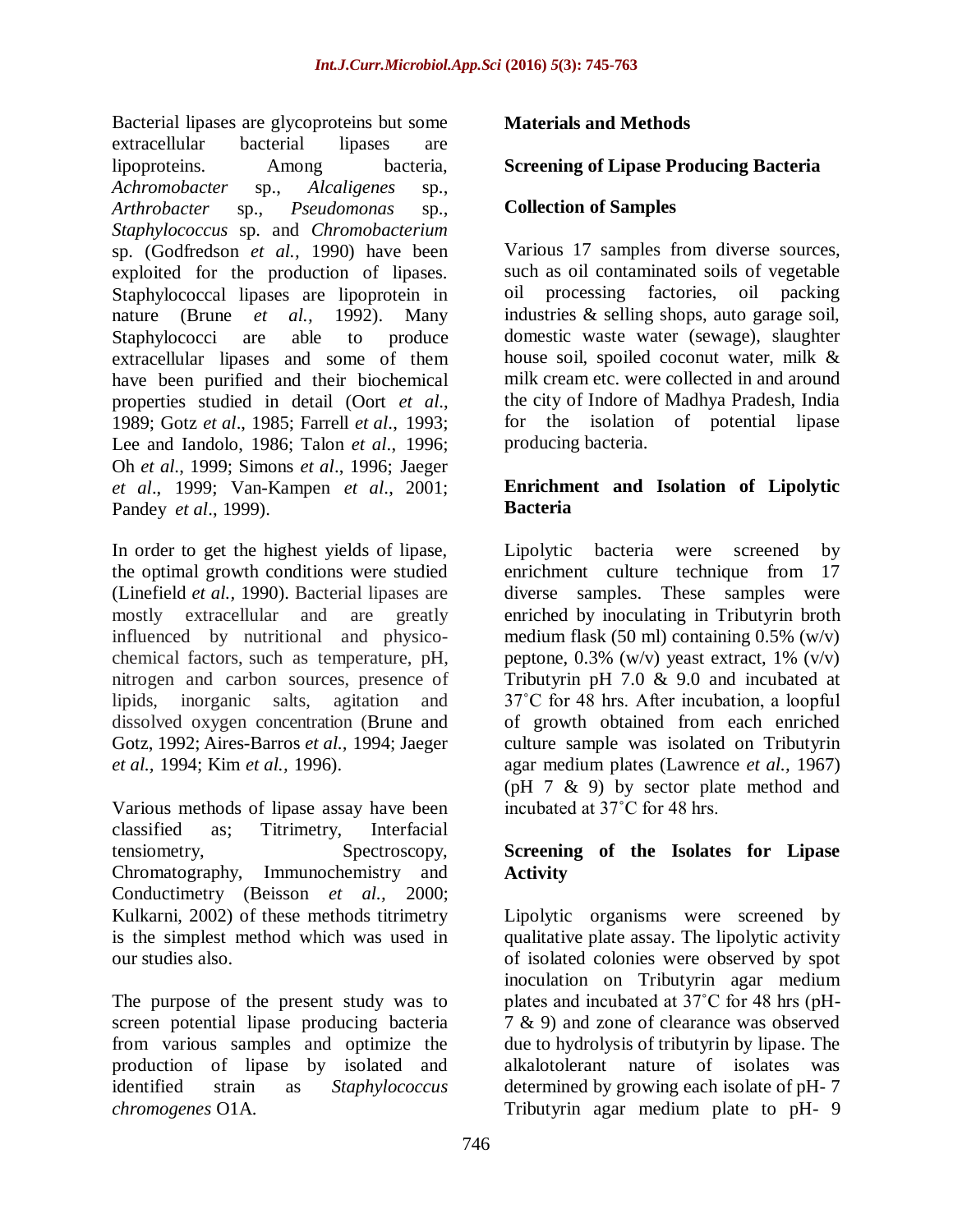Bacterial lipases are glycoproteins but some extracellular bacterial lipases are lipoproteins. Among bacteria, *Achromobacter* sp., *Alcaligenes* sp., *Arthrobacter* sp., *Pseudomonas* sp., *Staphylococcus* sp. and *Chromobacterium* sp. (Godfredson *et al.,* 1990) have been exploited for the production of lipases. Staphylococcal lipases are lipoprotein in nature (Brune *et al.,* 1992). Many Staphylococci are able to produce extracellular lipases and some of them have been purified and their biochemical properties studied in detail (Oort *et al*., 1989; Gotz *et al*., 1985; Farrell *et al*., 1993; Lee and Iandolo, 1986; Talon *et al*., 1996; Oh *et al*., 1999; Simons *et al*., 1996; Jaeger *et al*., 1999; Van-Kampen *et al*., 2001; Pandey *et al*., 1999).

In order to get the highest yields of lipase, the optimal growth conditions were studied (Linefield *et al.,* 1990). Bacterial lipases are mostly extracellular and are greatly influenced by nutritional and physico-chemical factors, such as temperature, pH, nitrogen and carbon sources, presence of lipids, inorganic salts, agitation and dissolved oxygen concentration (Brune and Gotz, 1992; Aires-Barros *et al.,* 1994; Jaeger *et al.,* 1994; Kim *et al.,* 1996).

Various methods of lipase assay have been classified as; Titrimetry, Interfacial tensiometry, Spectroscopy, Chromatography, Immunochemistry and Conductimetry (Beisson *et al.,* 2000; Kulkarni, 2002) of these methods titrimetry is the simplest method which was used in our studies also.

The purpose of the present study was to screen potential lipase producing bacteria from various samples and optimize the production of lipase by isolated and identified strain as *Staphylococcus chromogenes* O1A.

## Materials and Methods

### Screening of Lipase Producing Bacteria

### Collection of Samples

Various 17 samples from diverse sources, such as oil contaminated soils of vegetable oil processing factories, oil packing industries & selling shops, auto garage soil, domestic waste water (sewage), slaughter house soil, spoiled coconut water, milk & milk cream etc. were collected in and around the city of Indore of Madhya Pradesh, India for the isolation of potential lipase producing bacteria.

### Enrichment and Isolation of Lipolytic Bacteria

Lipolytic bacteria were screened by enrichment culture technique from 17 diverse samples. These samples were enriched by inoculating in Tributyrin broth medium flask (50 ml) containing 0.5% (w/v) peptone, 0.3% (w/v) yeast extract, 1% (v/v) Tributyrin pH 7.0 & 9.0 and incubated at 37˚C for 48 hrs. After incubation, a loopful of growth obtained from each enriched culture sample was isolated on Tributyrin agar medium plates (Lawrence *et al.,* 1967) (pH 7 & 9) by sector plate method and incubated at 37˚C for 48 hrs.

### Screening of the Isolates for Lipase Activity

Lipolytic organisms were screened by qualitative plate assay. The lipolytic activity of isolated colonies were observed by spot inoculation on Tributyrin agar medium plates and incubated at 37˚C for 48 hrs (pH- 7 & 9) and zone of clearance was observed due to hydrolysis of tributyrin by lipase. The alkalotolerant nature of isolates was determined by growing each isolate of pH- 7 Tributyrin agar medium plate to pH- 9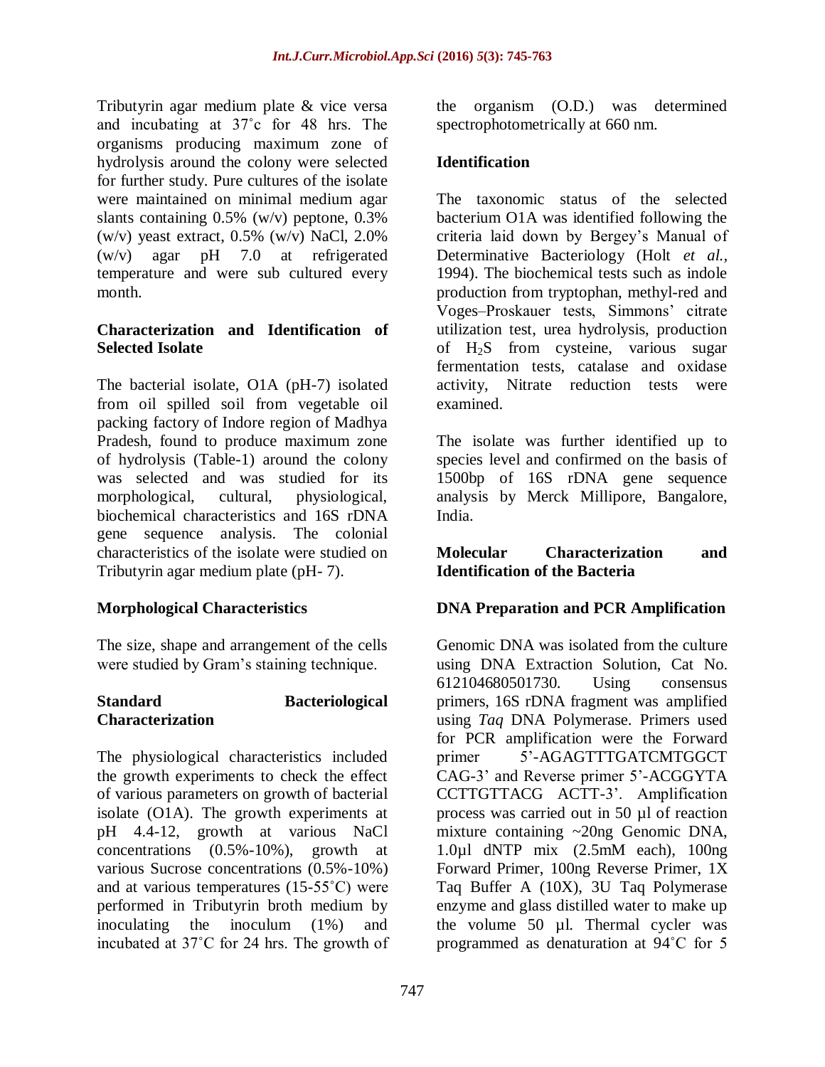Tributyrin agar medium plate & vice versa and incubating at 37˚c for 48 hrs. The organisms producing maximum zone of hydrolysis around the colony were selected for further study. Pure cultures of the isolate were maintained on minimal medium agar slants containing 0.5% (w/v) peptone, 0.3% (w/v) yeast extract, 0.5% (w/v) NaCl, 2.0% (w/v) agar pH 7.0 at refrigerated temperature and were sub cultured every month.

### Characterization and Identification of Selected Isolate

The bacterial isolate, O1A (pH-7) isolated from oil spilled soil from vegetable oil packing factory of Indore region of Madhya Pradesh, found to produce maximum zone of hydrolysis (Table-1) around the colony was selected and was studied for its morphological, cultural, physiological, biochemical characteristics and 16S rDNA gene sequence analysis. The colonial characteristics of the isolate were studied on Tributyrin agar medium plate (pH- 7).

### Morphological Characteristics

The size, shape and arrangement of the cells were studied by Gram's staining technique.

### Standard Bacteriological Characterization

The physiological characteristics included the growth experiments to check the effect of various parameters on growth of bacterial isolate (O1A). The growth experiments at pH 4.4-12, growth at various NaCl concentrations (0.5%-10%), growth at various Sucrose concentrations (0.5%-10%) and at various temperatures (15-55˚C) were performed in Tributyrin broth medium by inoculating the inoculum (1%) and incubated at 37˚C for 24 hrs. The growth of the organism (O.D.) was determined spectrophotometrically at 660 nm.

### Identification

The taxonomic status of the selected bacterium O1A was identified following the criteria laid down by Bergey's Manual of Determinative Bacteriology (Holt *et al.*, 1994). The biochemical tests such as indole production from tryptophan, methyl-red and Voges–Proskauer tests, Simmons' citrate utilization test, urea hydrolysis, production of $H_2S$ from cysteine, various sugar fermentation tests, catalase and oxidase activity, Nitrate reduction tests were examined.

The isolate was further identified up to species level and confirmed on the basis of 1500bp of 16S rDNA gene sequence analysis by Merck Millipore, Bangalore, India.

### Molecular Characterization and Identification of the Bacteria

### DNA Preparation and PCR Amplification

Genomic DNA was isolated from the culture using DNA Extraction Solution, Cat No. 612104680501730. Using consensus primers, 16S rDNA fragment was amplified using *Taq* DNA Polymerase. Primers used for PCR amplification were the Forward primer 5'-AGAGTTTGATCMTGGCT CAG-3' and Reverse primer 5'-ACGGYTA CCTTGTTACG ACTT-3'. Amplification process was carried out in 50 µl of reaction mixture containing ~20ng Genomic DNA, 1.0µl dNTP mix (2.5mM each), 100ng Forward Primer, 100ng Reverse Primer, 1X Taq Buffer A (10X), 3U Taq Polymerase enzyme and glass distilled water to make up the volume 50 µl. Thermal cycler was programmed as denaturation at 94˚C for 5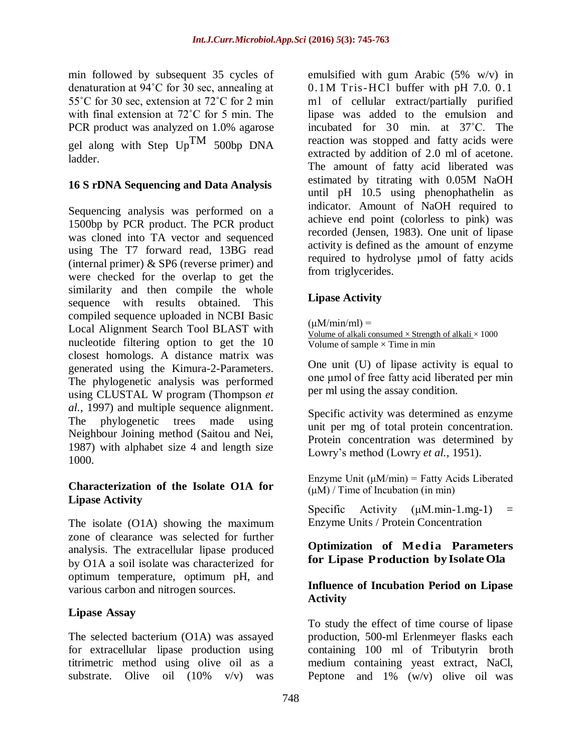min followed by subsequent 35 cycles of denaturation at 94˚C for 30 sec, annealing at 55˚C for 30 sec, extension at 72˚C for 2 min with final extension at 72˚C for 5 min. The PCR product was analyzed on 1.0% agarose gel along with Step Up$^{TM}$ 500bp DNA ladder.

### 16 S rDNA Sequencing and Data Analysis

Sequencing analysis was performed on a 1500bp by PCR product. The PCR product was cloned into TA vector and sequenced using The T7 forward read, 13BG read (internal primer) & SP6 (reverse primer) and were checked for the overlap to get the similarity and then compile the whole sequence with results obtained. This compiled sequence uploaded in NCBI Basic Local Alignment Search Tool BLAST with nucleotide filtering option to get the 10 closest homologs. A distance matrix was generated using the Kimura-2-Parameters. The phylogenetic analysis was performed using CLUSTAL W program (Thompson *et al.,* 1997) and multiple sequence alignment. The phylogenetic trees made using Neighbour Joining method (Saitou and Nei, 1987) with alphabet size 4 and length size 1000.

### Characterization of the Isolate O1A for Lipase Activity

The isolate (O1A) showing the maximum zone of clearance was selected for further analysis. The extracellular lipase produced by O1A a soil isolate was characterized for optimum temperature, optimum pH, and various carbon and nitrogen sources.

### Lipase Assay

The selected bacterium (O1A) was assayed for extracellular lipase production using titrimetric method using olive oil as a substrate. Olive oil (10% v/v) was emulsified with gum Arabic (5% w/v) in 0.1M Tris-HCl buffer with pH 7.0. 0.1 ml of cellular extract/partially purified lipase was added to the emulsion and incubated for 30 min. at 37˚C. The reaction was stopped and fatty acids were extracted by addition of 2.0 ml of acetone. The amount of fatty acid liberated was estimated by titrating with 0.05M NaOH until pH 10.5 using phenophathelin as indicator. Amount of NaOH required to achieve end point (colorless to pink) was recorded (Jensen, 1983). One unit of lipase activity is defined as the amount of enzyme required to hydrolyse µmol of fatty acids from triglycerides.

### Lipase Activity

$$(\mu M/min/ml) = \frac{\text{Volume of alkali consumed} \times \text{Strength of alkali}}{\text{Volume of sample} \times \text{Time in min}} \times 1000$$

One unit (U) of lipase activity is equal to one µmol of free fatty acid liberated per min per ml using the assay condition.

Specific activity was determined as enzyme unit per mg of total protein concentration. Protein concentration was determined by Lowry's method (Lowry *et al.,* 1951).

Enzyme Unit (µM/min) = Fatty Acids Liberated (µM) / Time of Incubation (in min)

Specific Activity (µM.min-1.mg-1) = Enzyme Units / Protein Concentration

### Optimization of Media Parameters for Lipase Production by Isolate O1a

#### Influence of Incubation Period on Lipase Activity

To study the effect of time course of lipase production, 500-ml Erlenmeyer flasks each containing 100 ml of Tributyrin broth medium containing yeast extract, NaCl, Peptone and 1% (w/v) olive oil was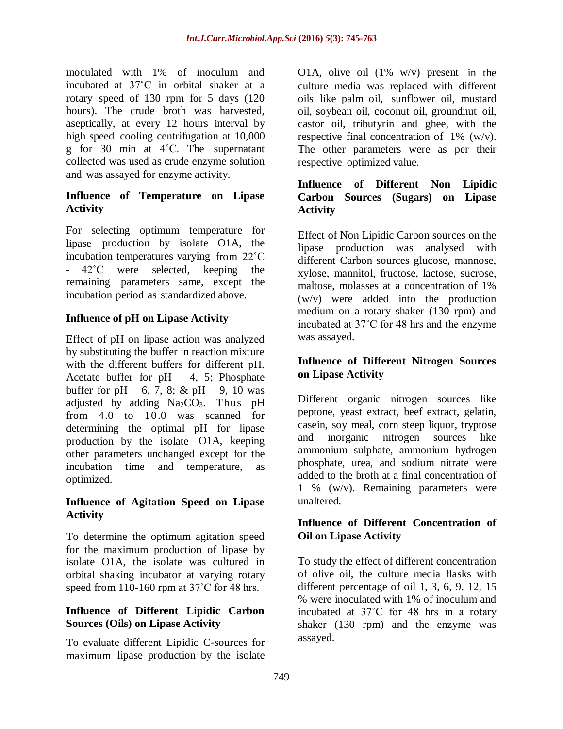inoculated with 1% of inoculum and incubated at 37˚C in orbital shaker at a rotary speed of 130 rpm for 5 days (120 hours). The crude broth was harvested, aseptically, at every 12 hours interval by high speed cooling centrifugation at 10,000 g for 30 min at 4˚C. The supernatant collected was used as crude enzyme solution and was assayed for enzyme activity.

### Influence of Temperature on Lipase Activity

For selecting optimum temperature for lipase production by isolate O1A, the incubation temperatures varying from 22˚C - 42˚C were selected, keeping the remaining parameters same, except the incubation period as standardized above.

### Influence of pH on Lipase Activity

Effect of pH on lipase action was analyzed by substituting the buffer in reaction mixture with the different buffers for different pH. Acetate buffer for pH – 4, 5; Phosphate buffer for pH – 6, 7, 8; & pH – 9, 10 was adjusted by adding $Na_2CO_3$. Thus pH from 4.0 to 10.0 was scanned for determining the optimal pH for lipase production by the isolate O1A, keeping other parameters unchanged except for the incubation time and temperature, as optimized.

### Influence of Agitation Speed on Lipase Activity

To determine the optimum agitation speed for the maximum production of lipase by isolate O1A, the isolate was cultured in orbital shaking incubator at varying rotary speed from 110-160 rpm at 37˚C for 48 hrs.

### Influence of Different Lipidic Carbon Sources (Oils) on Lipase Activity

To evaluate different Lipidic C-sources for maximum lipase production by the isolate O1A, olive oil (1% w/v) present in the culture media was replaced with different oils like palm oil, sunflower oil, mustard oil, soybean oil, coconut oil, groundnut oil, castor oil, tributyrin and ghee, with the respective final concentration of 1% (w/v). The other parameters were as per their respective optimized value.

### Influence of Different Non Lipidic Carbon Sources (Sugars) on Lipase Activity

Effect of Non Lipidic Carbon sources on the lipase production was analysed with different Carbon sources glucose, mannose, xylose, mannitol, fructose, lactose, sucrose, maltose, molasses at a concentration of 1% (w/v) were added into the production medium on a rotary shaker (130 rpm) and incubated at 37˚C for 48 hrs and the enzyme was assayed.

### Influence of Different Nitrogen Sources on Lipase Activity

Different organic nitrogen sources like peptone, yeast extract, beef extract, gelatin, casein, soy meal, corn steep liquor, tryptose and inorganic nitrogen sources like ammonium sulphate, ammonium hydrogen phosphate, urea, and sodium nitrate were added to the broth at a final concentration of 1 % (w/v). Remaining parameters were unaltered.

### Influence of Different Concentration of Oil on Lipase Activity

To study the effect of different concentration of olive oil, the culture media flasks with different percentage of oil 1, 3, 6, 9, 12, 15 % were inoculated with 1% of inoculum and incubated at 37˚C for 48 hrs in a rotary shaker (130 rpm) and the enzyme was assayed.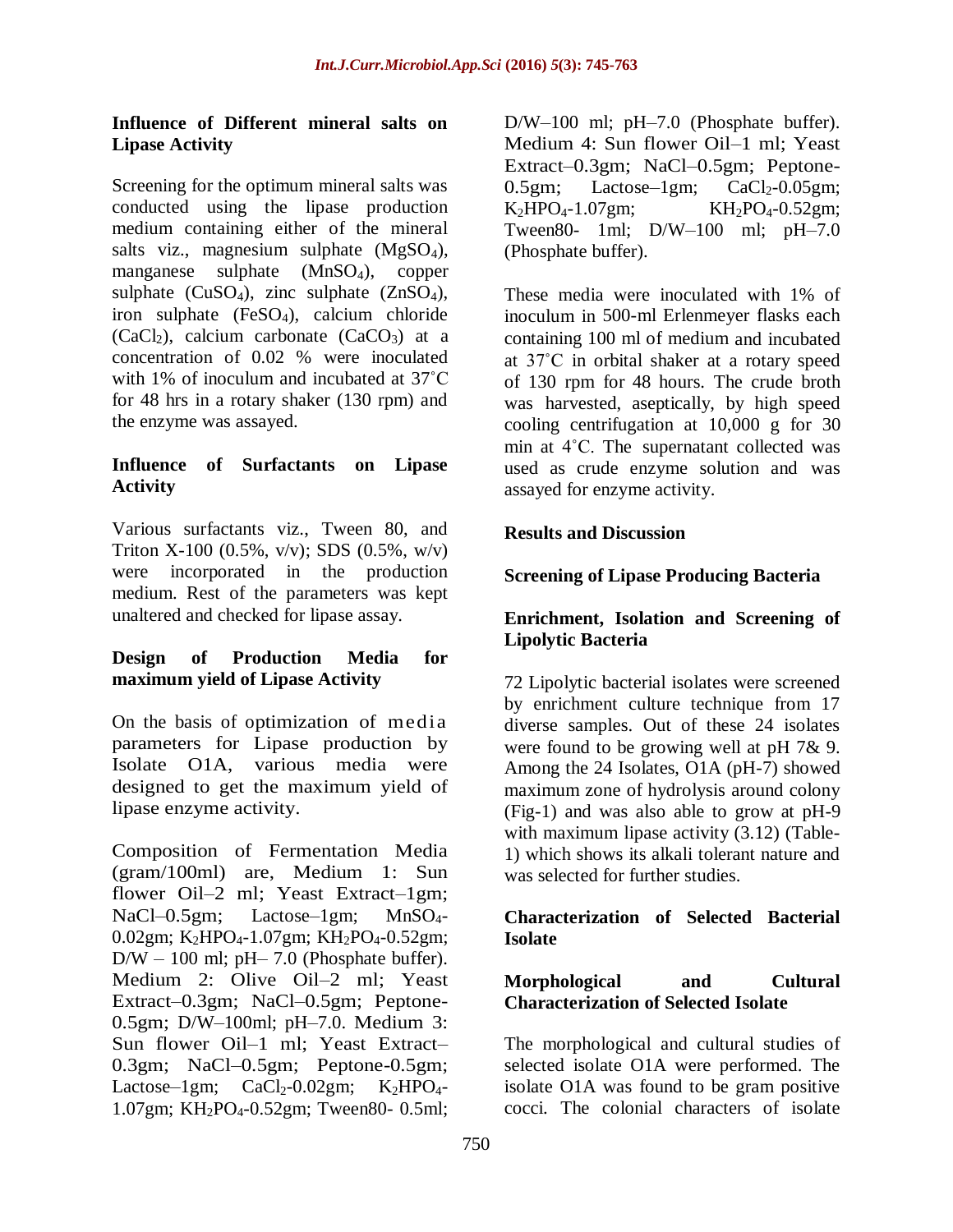### Influence of Different mineral salts on Lipase Activity

Screening for the optimum mineral salts was conducted using the lipase production medium containing either of the mineral salts viz., magnesium sulphate ($MgSO_4$), manganese sulphate ($MnSO_4$), copper sulphate ($CuSO_4$), zinc sulphate ($ZnSO_4$), iron sulphate ($FeSO_4$), calcium chloride ($CaCl_2$), calcium carbonate ($CaCO_3$) at a concentration of 0.02 % were inoculated with 1% of inoculum and incubated at 37˚C for 48 hrs in a rotary shaker (130 rpm) and the enzyme was assayed.

### Influence of Surfactants on Lipase Activity

Various surfactants viz., Tween 80, and Triton X-100 (0.5%, v/v); SDS (0.5%, w/v) were incorporated in the production medium. Rest of the parameters was kept unaltered and checked for lipase assay.

### Design of Production Media for maximum yield of Lipase Activity

On the basis of optimization of media parameters for Lipase production by Isolate O1A, various media were designed to get the maximum yield of lipase enzyme activity.

Composition of Fermentation Media (gram/100ml) are, Medium 1: Sun flower Oil–2 ml; Yeast Extract–1gm; NaCl–0.5gm; Lactose–1gm; $MnSO_4$-0.02gm; $K_2HPO_4$-1.07gm; $KH_2PO_4$-0.52gm; D/W – 100 ml; pH– 7.0 (Phosphate buffer). Medium 2: Olive Oil–2 ml; Yeast Extract–0.3gm; NaCl–0.5gm; Peptone-0.5gm; D/W–100ml; pH–7.0. Medium 3: Sun flower Oil–1 ml; Yeast Extract–0.3gm; NaCl–0.5gm; Peptone-0.5gm; Lactose–1gm; $CaCl_2$-0.02gm; $K_2HPO_4$-1.07gm; $KH_2PO_4$-0.52gm; Tween80- 0.5ml; D/W–100 ml; pH–7.0 (Phosphate buffer). Medium 4: Sun flower Oil–1 ml; Yeast Extract–0.3gm; NaCl–0.5gm; Peptone-0.5gm; Lactose–1gm; $CaCl_2$-0.05gm; $K_2HPO_4$-1.07gm; $KH_2PO_4$-0.52gm; Tween80- 1ml; D/W–100 ml; pH–7.0 (Phosphate buffer).

These media were inoculated with 1% of inoculum in 500-ml Erlenmeyer flasks each containing 100 ml of medium and incubated at 37˚C in orbital shaker at a rotary speed of 130 rpm for 48 hours. The crude broth was harvested, aseptically, by high speed cooling centrifugation at 10,000 g for 30 min at 4˚C. The supernatant collected was used as crude enzyme solution and was assayed for enzyme activity.

## Results and Discussion

### Screening of Lipase Producing Bacteria

### Enrichment, Isolation and Screening of Lipolytic Bacteria

72 Lipolytic bacterial isolates were screened by enrichment culture technique from 17 diverse samples. Out of these 24 isolates were found to be growing well at pH 7& 9. Among the 24 Isolates, O1A (pH-7) showed maximum zone of hydrolysis around colony (Fig-1) and was also able to grow at pH-9 with maximum lipase activity (3.12) (Table-1) which shows its alkali tolerant nature and was selected for further studies.

### Characterization of Selected Bacterial Isolate

### Morphological and Cultural Characterization of Selected Isolate

The morphological and cultural studies of selected isolate O1A were performed. The isolate O1A was found to be gram positive cocci. The colonial characters of isolate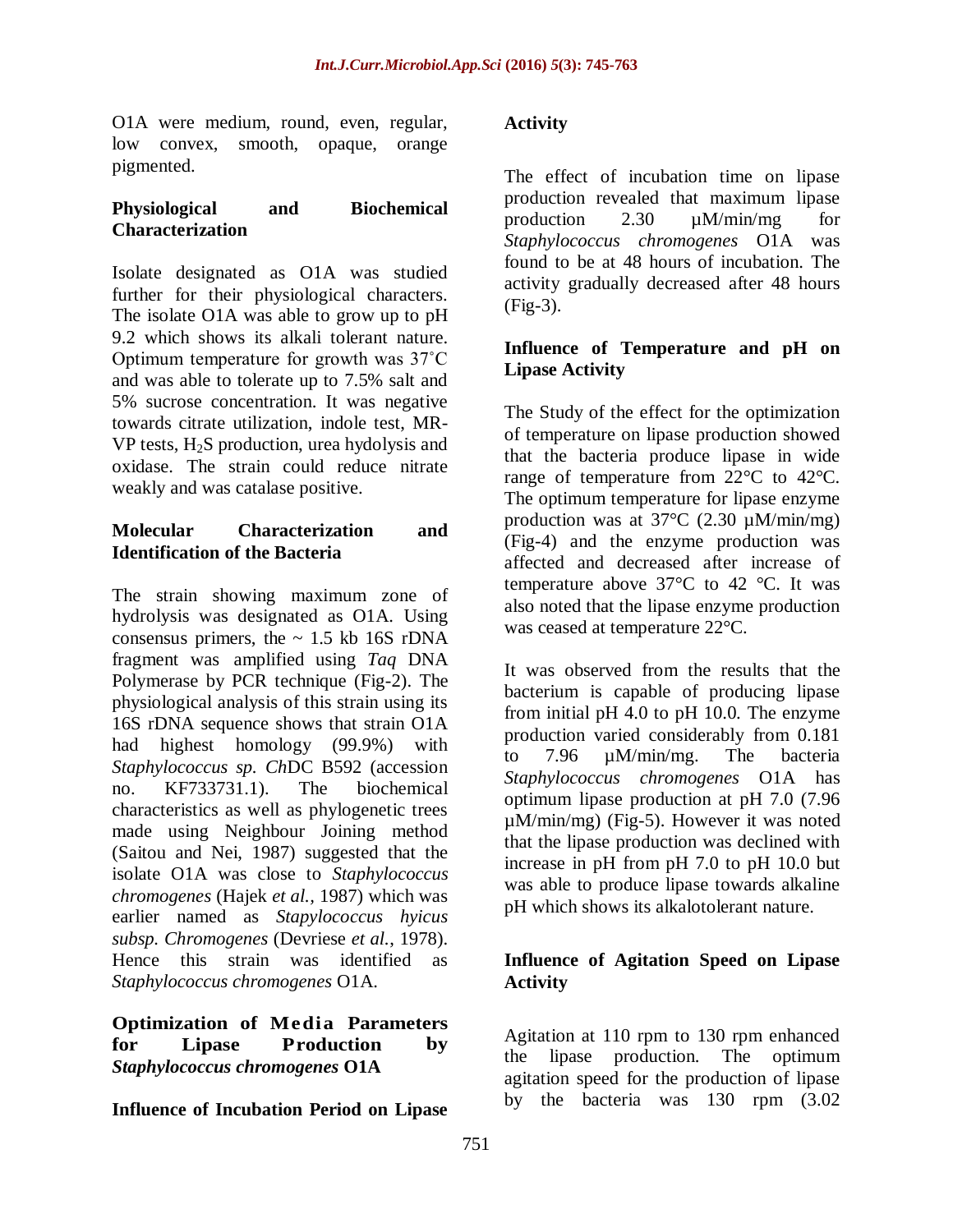O1A were medium, round, even, regular, low convex, smooth, opaque, orange pigmented.

### Physiological and Biochemical Characterization

Isolate designated as O1A was studied further for their physiological characters. The isolate O1A was able to grow up to pH 9.2 which shows its alkali tolerant nature. Optimum temperature for growth was 37˚C and was able to tolerate up to 7.5% salt and 5% sucrose concentration. It was negative towards citrate utilization, indole test, MR-VP tests, $H_2S$ production, urea hydolysis and oxidase. The strain could reduce nitrate weakly and was catalase positive.

### Molecular Characterization and Identification of the Bacteria

The strain showing maximum zone of hydrolysis was designated as O1A. Using consensus primers, the ~ 1.5 kb 16S rDNA fragment was amplified using *Taq* DNA Polymerase by PCR technique (Fig-2). The physiological analysis of this strain using its 16S rDNA sequence shows that strain O1A had highest homology (99.9%) with *Staphylococcus sp. Ch*DC B592 (accession no. KF733731.1). The biochemical characteristics as well as phylogenetic trees made using Neighbour Joining method (Saitou and Nei, 1987) suggested that the isolate O1A was close to *Staphylococcus chromogenes* (Hajek *et al.,* 1987) which was earlier named as *Stapylococcus hyicus subsp. Chromogenes* (Devriese *et al.*, 1978). Hence this strain was identified as *Staphylococcus chromogenes* O1A.

### Optimization of Media Parameters for Lipase Production by *Staphylococcus chromogenes* O1A

#### Influence of Incubation Period on Lipase Activity

The effect of incubation time on lipase production revealed that maximum lipase production 2.30 µM/min/mg for *Staphylococcus chromogenes* O1A was found to be at 48 hours of incubation. The activity gradually decreased after 48 hours (Fig-3).

#### Influence of Temperature and pH on Lipase Activity

The Study of the effect for the optimization of temperature on lipase production showed that the bacteria produce lipase in wide range of temperature from 22°C to 42°C. The optimum temperature for lipase enzyme production was at 37°C (2.30 µM/min/mg) (Fig-4) and the enzyme production was affected and decreased after increase of temperature above 37°C to 42 °C. It was also noted that the lipase enzyme production was ceased at temperature 22°C.

It was observed from the results that the bacterium is capable of producing lipase from initial pH 4.0 to pH 10.0. The enzyme production varied considerably from 0.181 to 7.96 µM/min/mg. The bacteria *Staphylococcus chromogenes* O1A has optimum lipase production at pH 7.0 (7.96 µM/min/mg) (Fig-5). However it was noted that the lipase production was declined with increase in pH from pH 7.0 to pH 10.0 but was able to produce lipase towards alkaline pH which shows its alkalotolerant nature.

#### Influence of Agitation Speed on Lipase Activity

Agitation at 110 rpm to 130 rpm enhanced the lipase production. The optimum agitation speed for the production of lipase by the bacteria was 130 rpm (3.02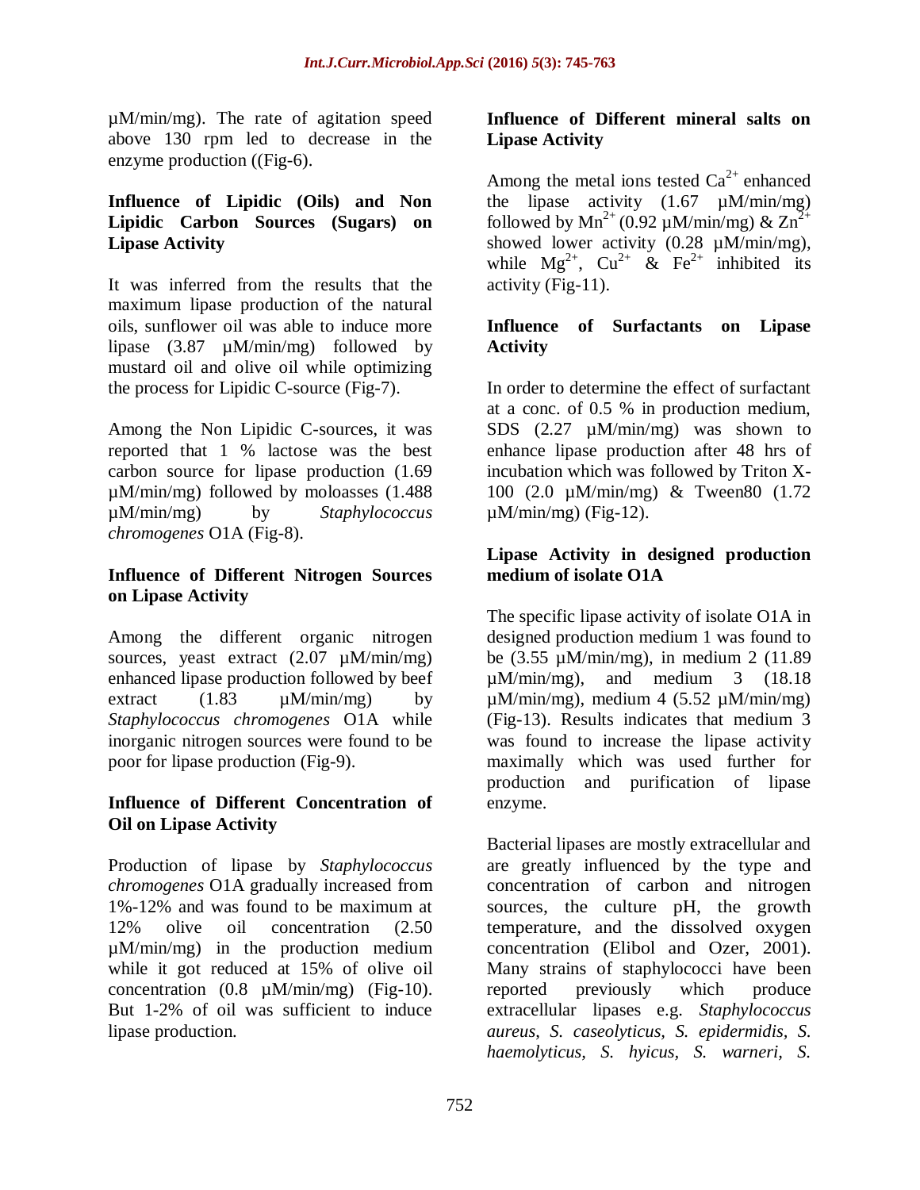µM/min/mg). The rate of agitation speed above 130 rpm led to decrease in the enzyme production ((Fig-6).

### Influence of Lipidic (Oils) and Non Lipidic Carbon Sources (Sugars) on Lipase Activity

It was inferred from the results that the maximum lipase production of the natural oils, sunflower oil was able to induce more lipase (3.87 µM/min/mg) followed by mustard oil and olive oil while optimizing the process for Lipidic C-source (Fig-7).

Among the Non Lipidic C-sources, it was reported that 1 % lactose was the best carbon source for lipase production (1.69 µM/min/mg) followed by moloasses (1.488 µM/min/mg) by *Staphylococcus chromogenes* O1A (Fig-8).

### Influence of Different Nitrogen Sources on Lipase Activity

Among the different organic nitrogen sources, yeast extract (2.07 µM/min/mg) enhanced lipase production followed by beef extract (1.83 µM/min/mg) by *Staphylococcus chromogenes* O1A while inorganic nitrogen sources were found to be poor for lipase production (Fig-9).

### Influence of Different Concentration of Oil on Lipase Activity

Production of lipase by *Staphylococcus chromogenes* O1A gradually increased from 1%-12% and was found to be maximum at 12% olive oil concentration (2.50 µM/min/mg) in the production medium while it got reduced at 15% of olive oil concentration (0.8 µM/min/mg) (Fig-10). But 1-2% of oil was sufficient to induce lipase production.

### Influence of Different mineral salts on Lipase Activity

Among the metal ions tested $Ca^{2+}$ enhanced the lipase activity (1.67 µM/min/mg) followed by $Mn^{2+}$ (0.92 µM/min/mg) & $Zn^{2+}$ showed lower activity (0.28 µM/min/mg), while $Mg^{2+}$, $Cu^{2+}$ & $Fe^{2+}$ inhibited its activity (Fig-11).

### Influence of Surfactants on Lipase Activity

In order to determine the effect of surfactant at a conc. of 0.5 % in production medium, SDS (2.27 µM/min/mg) was shown to enhance lipase production after 48 hrs of incubation which was followed by Triton X-100 (2.0 µM/min/mg) & Tween80 (1.72 µM/min/mg) (Fig-12).

### Lipase Activity in designed production medium of isolate O1A

The specific lipase activity of isolate O1A in designed production medium 1 was found to be (3.55 µM/min/mg), in medium 2 (11.89 µM/min/mg), and medium 3 (18.18 µM/min/mg), medium 4 (5.52 µM/min/mg) (Fig-13). Results indicates that medium 3 was found to increase the lipase activity maximally which was used further for production and purification of lipase enzyme.

Bacterial lipases are mostly extracellular and are greatly influenced by the type and concentration of carbon and nitrogen sources, the culture pH, the growth temperature, and the dissolved oxygen concentration (Elibol and Ozer, 2001). Many strains of staphylococci have been reported previously which produce extracellular lipases e.g. *Staphylococcus aureus*, *S. caseolyticus, S. epidermidis, S. haemolyticus, S. hyicus, S. warneri, S.*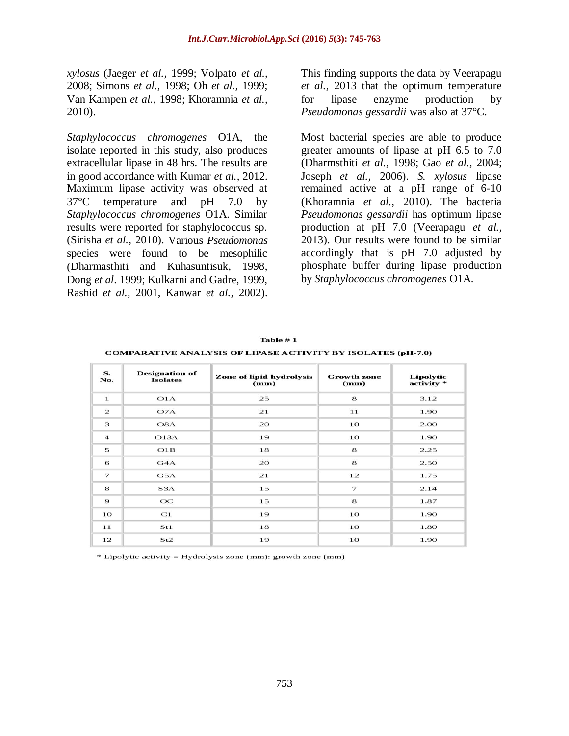*xylosus* (Jaeger *et al.*, 1999; Volpato *et al.*, 2008; Simons *et al.*, 1998; Oh *et al.*, 1999; Van Kampen *et al.*, 1998; Khoramnia *et al.*, 2010).

*Staphylococcus chromogenes* O1A, the isolate reported in this study, also produces extracellular lipase in 48 hrs. The results are in good accordance with Kumar *et al.*, 2012. Maximum lipase activity was observed at 37°C temperature and pH 7.0 by *Staphylococcus chromogenes* O1A. Similar results were reported for staphylococcus sp. (Sirisha *et al.*, 2010). Various *Pseudomonas* species were found to be mesophilic (Dharmasthiti and Kuhasuntisuk, 1998, Dong *et al*. 1999; Kulkarni and Gadre, 1999, Rashid *et al.*, 2001, Kanwar *et al.*, 2002). This finding supports the data by Veerapagu *et al.*, 2013 that the optimum temperature for lipase enzyme production by *Pseudomonas gessardii* was also at 37°C.

Most bacterial species are able to produce greater amounts of lipase at pH 6.5 to 7.0 (Dharmsthiti *et al.*, 1998; Gao *et al.*, 2004; Joseph *et al.*, 2006). *S. xylosus* lipase remained active at a pH range of 6-10 (Khoramnia *et al.*, 2010). The bacteria *Pseudomonas gessardii* has optimum lipase production at pH 7.0 (Veerapagu *et al.*, 2013). Our results were found to be similar accordingly that is pH 7.0 adjusted by phosphate buffer during lipase production by *Staphylococcus chromogenes* O1A.

**Table # 1**

**COMPARATIVE ANALYSIS OF LIPASE ACTIVITY BY ISOLATES (pH-7.0)**

| S. No. | Designation of Isolates | Zone of lipid hydrolysis (mm) | Growth zone (mm) | Lipolytic activity * |
|---|---|---|---|---|
| 1 | O1A | 25 | 8 | 3.12 |
| 2 | O7A | 21 | 11 | 1.90 |
| 3 | O8A | 20 | 10 | 2.00 |
| 4 | O13A | 19 | 10 | 1.90 |
| 5 | O1B | 18 | 8 | 2.25 |
| 6 | G4A | 20 | 8 | 2.50 |
| 7 | G5A | 21 | 12 | 1.75 |
| 8 | S3A | 15 | 7 | 2.14 |
| 9 | OC | 15 | 8 | 1.87 |
| 10 | C1 | 19 | 10 | 1.90 |
| 11 | St1 | 18 | 10 | 1.80 |
| 12 | St2 | 19 | 10 | 1.90 |

\* Lipolytic activity = Hydrolysis zone (mm): growth zone (mm)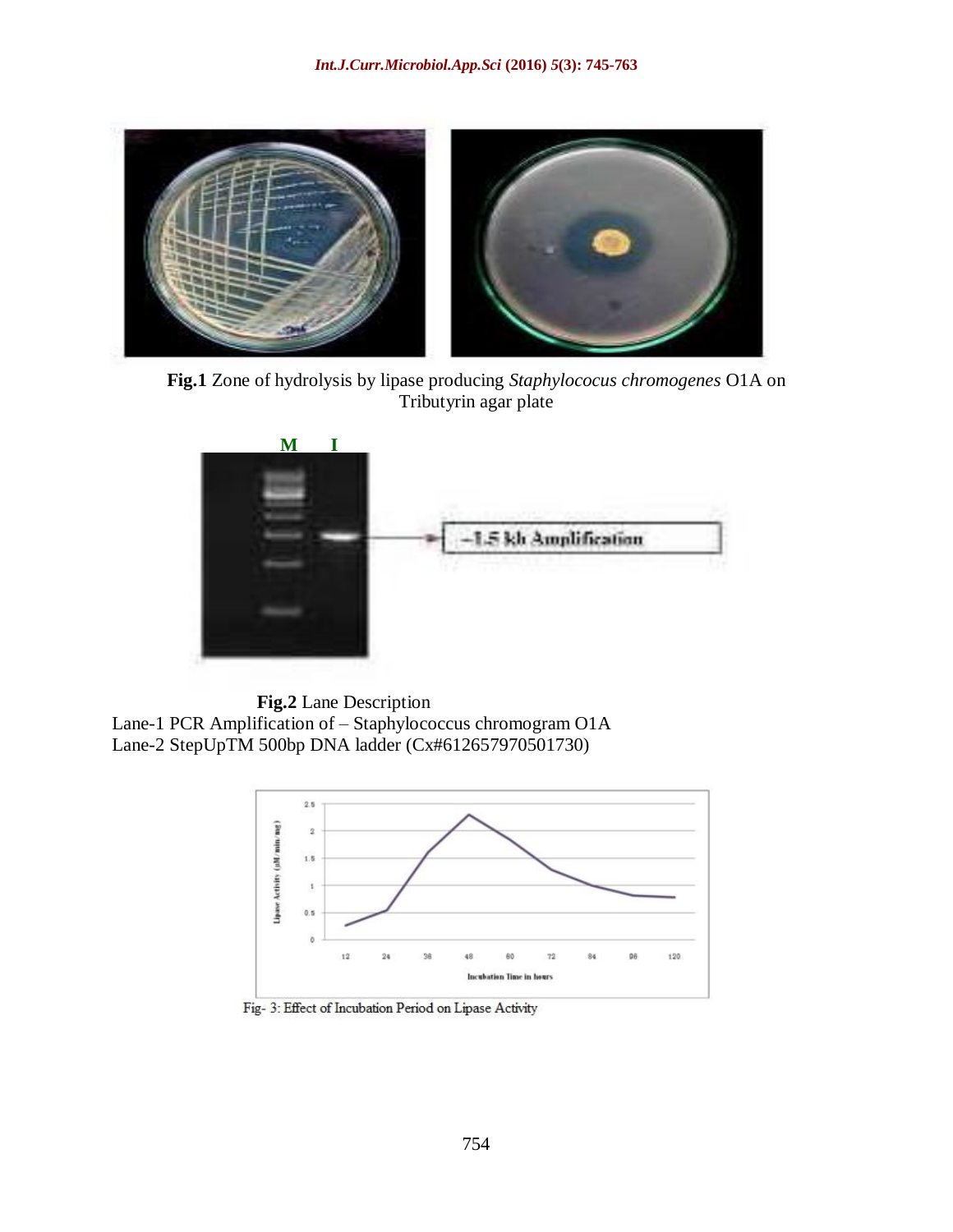**Fig.1** Zone of hydrolysis by lipase producing *Staphylococus chromogenes* O1A on Tributyrin agar plate

**Fig.2** Lane Description

Lane-1 PCR Amplification of – Staphylococcus chromogram O1A

Lane-2 StepUpTM 500bp DNA ladder (Cx#612657970501730)

Fig- 3: Effect of Incubation Period on Lipase Activity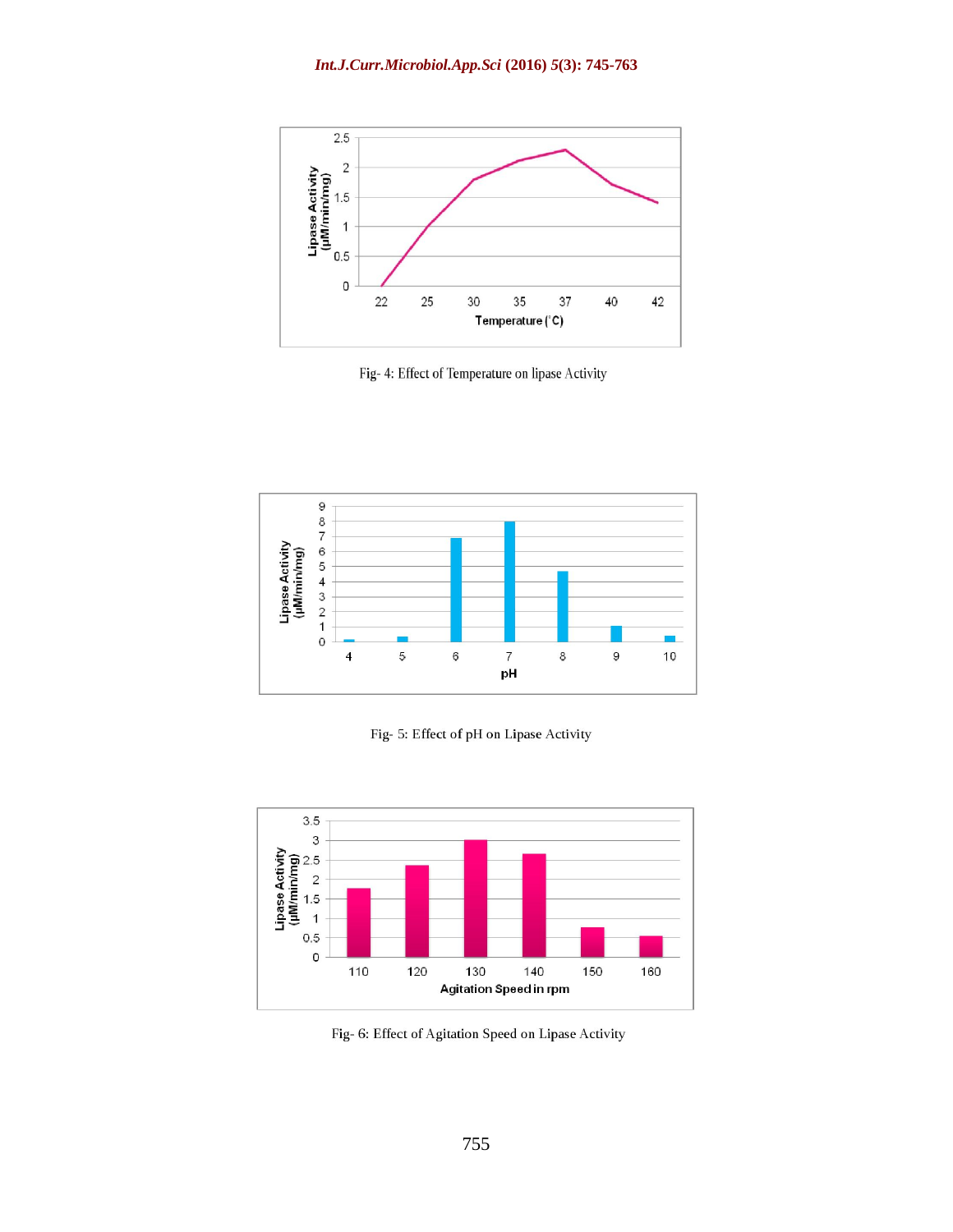Fig- 4: Effect of Temperature on lipase Activity

Fig- 5: Effect of pH on Lipase Activity

Fig- 6: Effect of Agitation Speed on Lipase Activity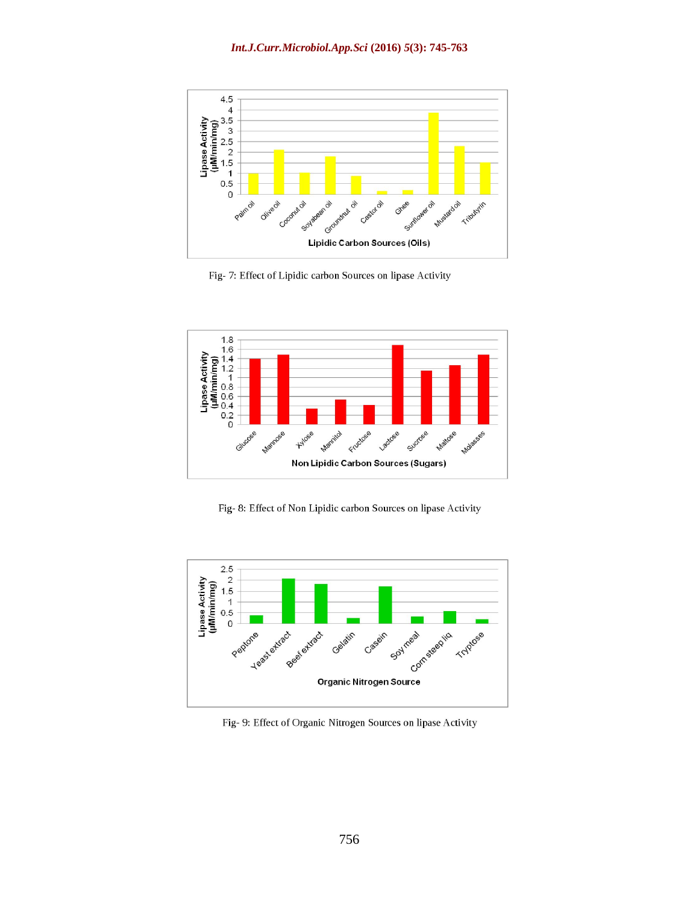Fig- 7: Effect of Lipidic carbon Sources on lipase Activity

Fig- 8: Effect of Non Lipidic carbon Sources on lipase Activity

Fig- 9: Effect of Organic Nitrogen Sources on lipase Activity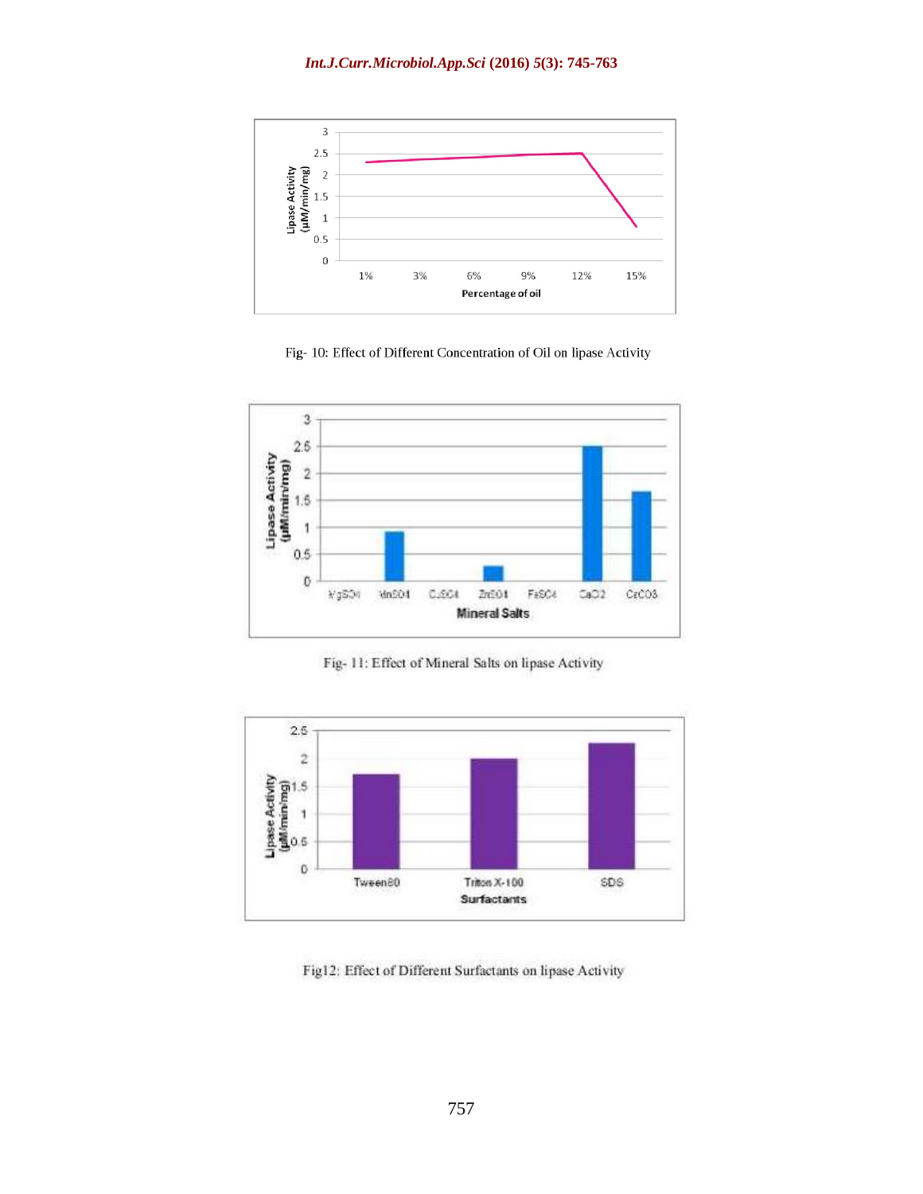Fig- 10: Effect of Different Concentration of Oil on lipase Activity

Fig- 11: Effect of Mineral Salts on lipase Activity

Fig12: Effect of Different Surfactants on lipase Activity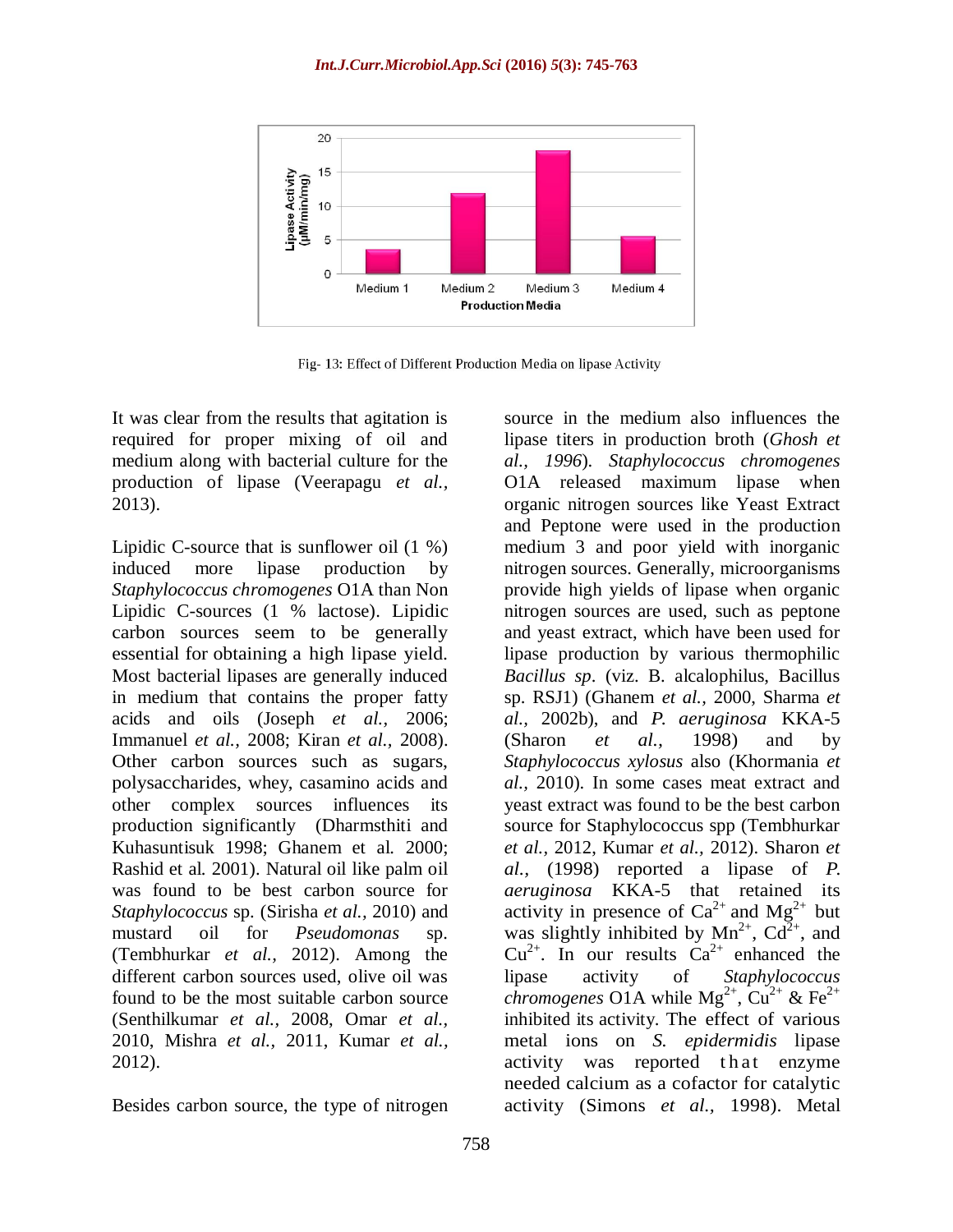Fig- 13: Effect of Different Production Media on lipase Activity

It was clear from the results that agitation is required for proper mixing of oil and medium along with bacterial culture for the production of lipase (Veerapagu *et al.,* 2013).

Lipidic C-source that is sunflower oil (1 %) induced more lipase production by *Staphylococcus chromogenes* O1A than Non Lipidic C-sources (1 % lactose). Lipidic carbon sources seem to be generally essential for obtaining a high lipase yield. Most bacterial lipases are generally induced in medium that contains the proper fatty acids and oils (Joseph *et al.,* 2006; Immanuel *et al.,* 2008; Kiran *et al.,* 2008). Other carbon sources such as sugars, polysaccharides, whey, casamino acids and other complex sources influences its production significantly (Dharmsthiti and Kuhasuntisuk 1998; Ghanem et al. 2000; Rashid et al. 2001). Natural oil like palm oil was found to be best carbon source for *Staphylococcus* sp. (Sirisha *et al.,* 2010) and mustard oil for *Pseudomonas* sp. (Tembhurkar *et al.,* 2012). Among the different carbon sources used, olive oil was found to be the most suitable carbon source (Senthilkumar *et al.,* 2008, Omar *et al.,* 2010, Mishra *et al.,* 2011, Kumar *et al.,* 2012).

Besides carbon source, the type of nitrogen source in the medium also influences the lipase titers in production broth (*Ghosh et al., 1996*). *Staphylococcus chromogenes* O1A released maximum lipase when organic nitrogen sources like Yeast Extract and Peptone were used in the production medium 3 and poor yield with inorganic nitrogen sources. Generally, microorganisms provide high yields of lipase when organic nitrogen sources are used, such as peptone and yeast extract, which have been used for lipase production by various thermophilic *Bacillus sp*. (viz. B. alcalophilus, Bacillus sp. RSJ1) (Ghanem *et al.,* 2000, Sharma *et al.,* 2002b), and *P. aeruginosa* KKA-5 (Sharon *et al.,* 1998) and by *Staphylococcus xylosus* also (Khormania *et al.,* 2010). In some cases meat extract and yeast extract was found to be the best carbon source for Staphylococcus spp (Tembhurkar *et al.,* 2012, Kumar *et al.,* 2012). Sharon *et al.,* (1998) reported a lipase of *P. aeruginosa* KKA-5 that retained its activity in presence of $Ca^{2+}$ and $Mg^{2+}$ but was slightly inhibited by $Mn^{2+}$, $Cd^{2+}$, and $Cu^{2+}$. In our results $Ca^{2+}$ enhanced the lipase activity of *Staphylococcus chromogenes* O1A while $Mg^{2+}$, $Cu^{2+}$ & $Fe^{2+}$ inhibited its activity. The effect of various metal ions on *S. epidermidis* lipase activity was reported that enzyme needed calcium as a cofactor for catalytic activity (Simons *et al.,* 1998). Metal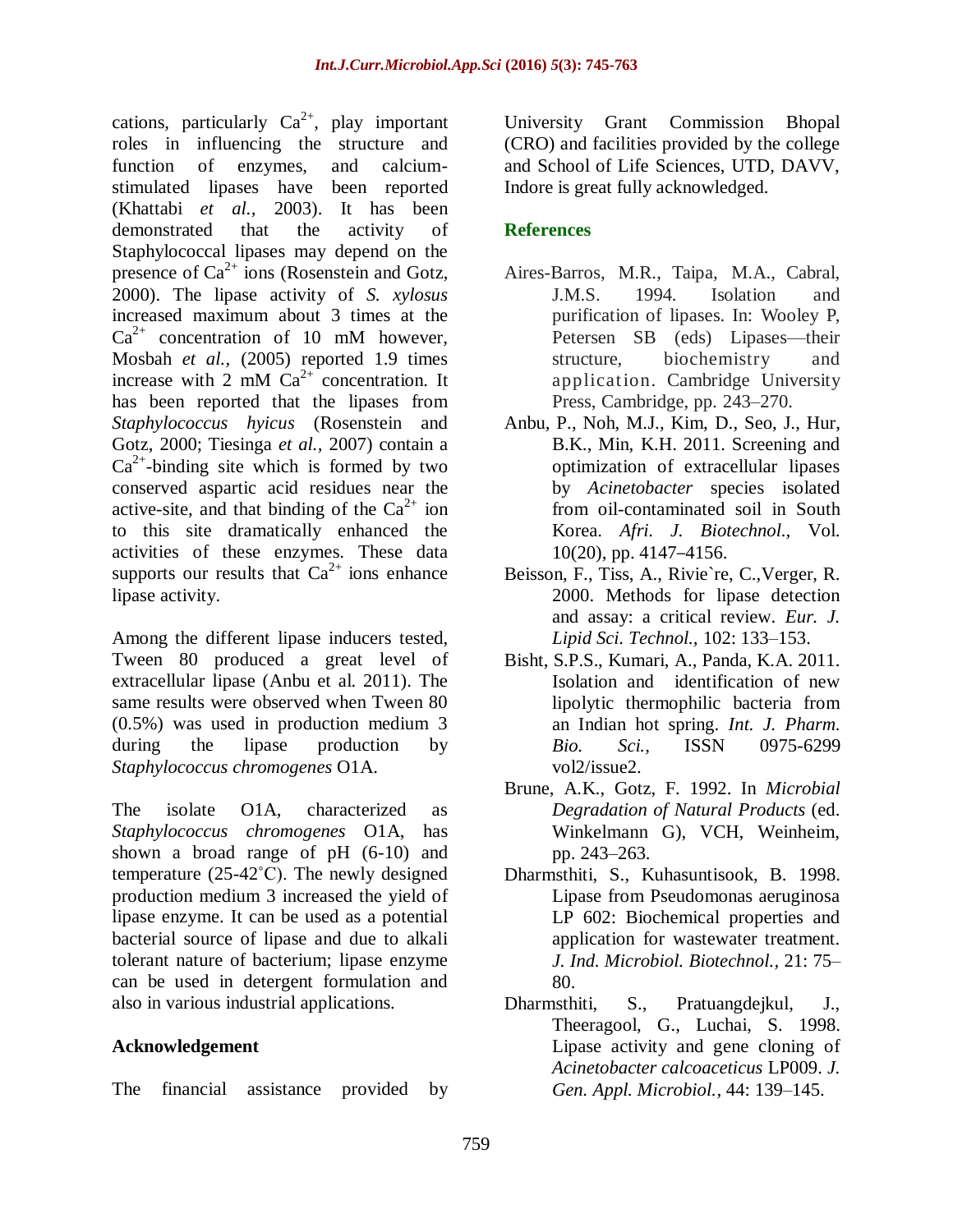cations, particularly $Ca^{2+}$, play important roles in influencing the structure and function of enzymes, and calcium-stimulated lipases have been reported (Khattabi *et al.,* 2003). It has been demonstrated that the activity of Staphylococcal lipases may depend on the presence of $Ca^{2+}$ ions (Rosenstein and Gotz, 2000). The lipase activity of *S. xylosus* increased maximum about 3 times at the $Ca^{2+}$ concentration of 10 mM however, Mosbah *et al.,* (2005) reported 1.9 times increase with 2 mM $Ca^{2+}$ concentration. It has been reported that the lipases from *Staphylococcus hyicus* (Rosenstein and Gotz, 2000; Tiesinga *et al.,* 2007) contain a $Ca^{2+}$-binding site which is formed by two conserved aspartic acid residues near the active-site, and that binding of the $Ca^{2+}$ ion to this site dramatically enhanced the activities of these enzymes. These data supports our results that $Ca^{2+}$ ions enhance lipase activity.

Among the different lipase inducers tested, Tween 80 produced a great level of extracellular lipase (Anbu et al. 2011). The same results were observed when Tween 80 (0.5%) was used in production medium 3 during the lipase production by *Staphylococcus chromogenes* O1A.

The isolate O1A, characterized as *Staphylococcus chromogenes* O1A, has shown a broad range of pH (6-10) and temperature (25-42˚C). The newly designed production medium 3 increased the yield of lipase enzyme. It can be used as a potential bacterial source of lipase and due to alkali tolerant nature of bacterium; lipase enzyme can be used in detergent formulation and also in various industrial applications.

## Acknowledgement

The financial assistance provided by University Grant Commission Bhopal (CRO) and facilities provided by the college and School of Life Sciences, UTD, DAVV, Indore is great fully acknowledged.

## References

Aires-Barros, M.R., Taipa, M.A., Cabral, J.M.S. 1994. Isolation and purification of lipases. In: Wooley P, Petersen SB (eds) Lipases—their structure, biochemistry and application. Cambridge University Press, Cambridge, pp. 243–270.

Anbu, P., Noh, M.J., Kim, D., Seo, J., Hur, B.K., Min, K.H. 2011. Screening and optimization of extracellular lipases by *Acinetobacter* species isolated from oil-contaminated soil in South Korea. *Afri. J. Biotechnol.,* Vol. 10(20), pp. 4147–4156.

Beisson, F., Tiss, A., Rivie`re, C.,Verger, R. 2000. Methods for lipase detection and assay: a critical review. *Eur. J. Lipid Sci. Technol.,* 102: 133–153.

Bisht, S.P.S., Kumari, A., Panda, K.A. 2011. Isolation and identification of new lipolytic thermophilic bacteria from an Indian hot spring. *Int. J. Pharm. Bio. Sci.,* ISSN 0975-6299 vol2/issue2.

Brune, A.K., Gotz, F. 1992. In *Microbial Degradation of Natural Products* (ed. Winkelmann G), VCH, Weinheim, pp. 243–263.

Dharmsthiti, S., Kuhasuntisook, B. 1998. Lipase from Pseudomonas aeruginosa LP 602: Biochemical properties and application for wastewater treatment. *J. Ind. Microbiol. Biotechnol.,* 21: 75–80.

Dharmsthiti, S., Pratuangdejkul, J., Theeragool, G., Luchai, S. 1998. Lipase activity and gene cloning of *Acinetobacter calcoaceticus* LP009. *J. Gen. Appl. Microbiol.,* 44: 139–145.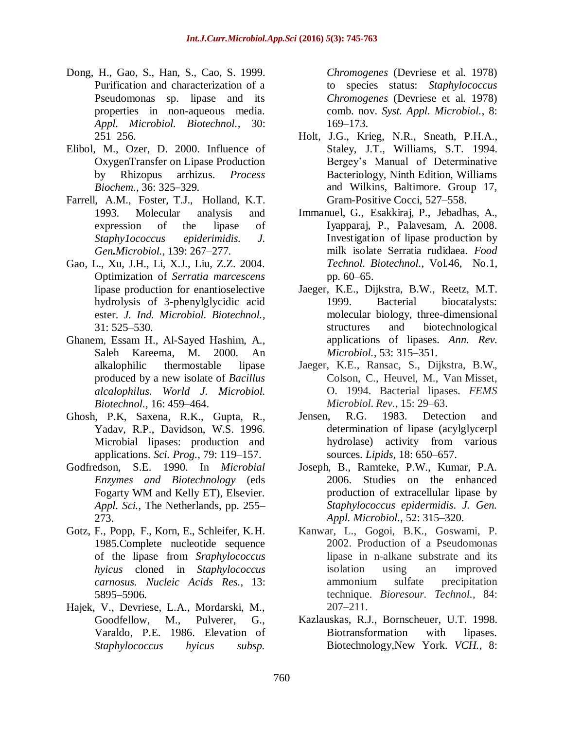Dong, H., Gao, S., Han, S., Cao, S. 1999. Purification and characterization of a Pseudomonas sp. lipase and its properties in non-aqueous media. *Appl. Microbiol. Biotechnol.,* 30: 251–256.

Elibol, M., Ozer, D. 2000. Influence of OxygenTransfer on Lipase Production by Rhizopus arrhizus. *Process Biochem.,* 36: 325–329.

Farrell, A.M., Foster, T.J., Holland, K.T. 1993. Molecular analysis and expression of the lipase of *Staphy1ococcus epiderimidis. J. Gen.Microbiol.,* 139: 267–277.

Gao, L., Xu, J.H., Li, X.J., Liu, Z.Z. 2004. Optimization of *Serratia marcescens* lipase production for enantioselective hydrolysis of 3-phenylglycidic acid ester. *J. Ind. Microbiol. Biotechnol.*, 31: 525–530.

Ghanem, Essam H., Al-Sayed Hashim, A., Saleh Kareema, M. 2000. An alkalophilic thermostable lipase produced by a new isolate of *Bacillus alcalophilus*. *World J. Microbiol. Biotechnol.,* 16: 459–464.

Ghosh, P.K, Saxena, R.K., Gupta, R., Yadav, R.P., Davidson, W.S. 1996. Microbial lipases: production and applications. *Sci. Prog.,* 79: 119–157.

Godfredson, S.E. 1990. In *Microbial Enzymes and Biotechnology* (eds Fogarty WM and Kelly ET), Elsevier. *Appl. Sci.*, The Netherlands, pp. 255–273.

Gotz, F., Popp, F., Korn, E., Schleifer, K.H. 1985.Complete nucleotide sequence of the lipase from *Sraphylococcus hyicus* cloned in *Staphylococcus carnosus. Nucleic Acids Res.,* 13: 5895–5906.

Hajek, V., Devriese, L.A., Mordarski, M., Goodfellow, M., Pulverer, G., Varaldo, P.E. 1986. Elevation of *Staphylococcus hyicus subsp. Chromogenes* (Devriese et al. 1978) to species status: *Staphylococcus Chromogenes* (Devriese et al. 1978) comb. nov. *Syst. Appl. Microbiol.*, 8: 169–173.

Holt, J.G., Krieg, N.R., Sneath, P.H.A., Staley, J.T., Williams, S.T. 1994. Bergey's Manual of Determinative Bacteriology, Ninth Edition, Williams and Wilkins, Baltimore. Group 17, Gram-Positive Cocci, 527–558.

Immanuel, G., Esakkiraj, P., Jebadhas, A., Iyapparaj, P., Palavesam, A. 2008. Investigation of lipase production by milk isolate Serratia rudidaea. *Food Technol. Biotechnol.*, Vol.46, No.1, pp. 60–65.

Jaeger, K.E., Dijkstra, B.W., Reetz, M.T. 1999. Bacterial biocatalysts: molecular biology, three-dimensional structures and biotechnological applications of lipases. *Ann. Rev. Microbiol.,* 53: 315–351.

Jaeger, K.E., Ransac, S., Dijkstra, B.W., Colson, C., Heuvel, M., Van Misset, O. 1994. Bacterial lipases. *FEMS Microbiol. Rev.,* 15: 29–63.

Jensen, R.G. 1983. Detection and determination of lipase (acylglycerpl hydrolase) activity from various sources. *Lipids*, 18: 650–657.

Joseph, B., Ramteke, P.W., Kumar, P.A. 2006. Studies on the enhanced production of extracellular lipase by *Staphylococcus epidermidis*. *J. Gen. Appl. Microbiol.*, 52: 315–320.

Kanwar, L., Gogoi, B.K., Goswami, P. 2002. Production of a Pseudomonas lipase in n-alkane substrate and its isolation using an improved ammonium sulfate precipitation technique. *Bioresour. Technol.,* 84: 207–211.

Kazlauskas, R.J., Bornscheuer, U.T. 1998. Biotransformation with lipases. Biotechnology,New York. *VCH.,* 8: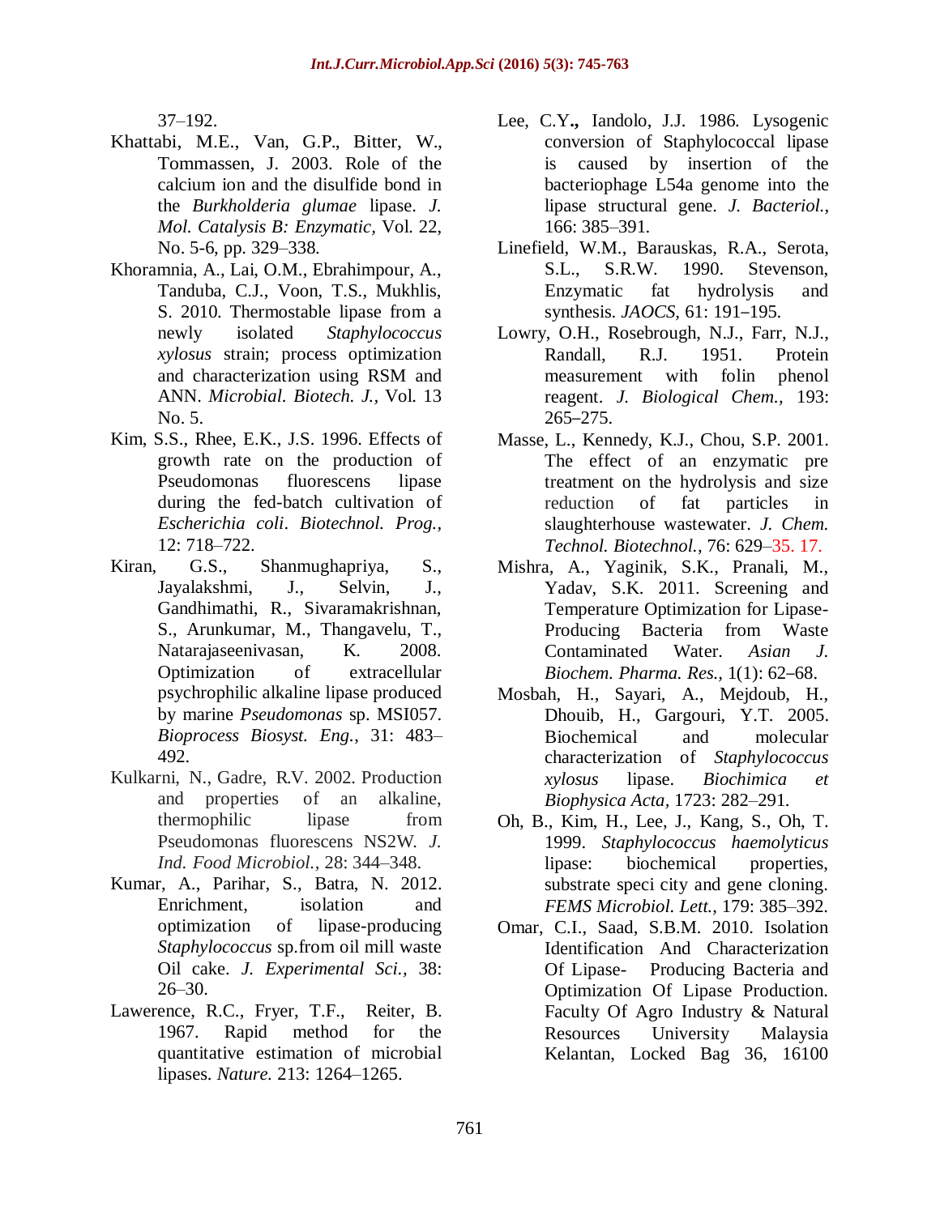37–192.

Khattabi, M.E., Van, G.P., Bitter, W., Tommassen, J. 2003. Role of the calcium ion and the disulfide bond in the *Burkholderia glumae* lipase. *J. Mol. Catalysis B: Enzymatic,* Vol. 22, No. 5-6, pp. 329–338.

Khoramnia, A., Lai, O.M., Ebrahimpour, A., Tanduba, C.J., Voon, T.S., Mukhlis, S. 2010. Thermostable lipase from a newly isolated *Staphylococcus xylosus* strain; process optimization and characterization using RSM and ANN. *Microbial. Biotech. J.,* Vol. 13 No. 5.

Kim, S.S., Rhee, E.K., J.S. 1996. Effects of growth rate on the production of Pseudomonas fluorescens lipase during the fed-batch cultivation of *Escherichia coli*. *Biotechnol. Prog.,* 12: 718–722.

Kiran, G.S., Shanmughapriya, S., Jayalakshmi, J., Selvin, J., Gandhimathi, R., Sivaramakrishnan, S., Arunkumar, M., Thangavelu, T., Natarajaseenivasan, K. 2008. Optimization of extracellular psychrophilic alkaline lipase produced by marine *Pseudomonas* sp. MSI057. *Bioprocess Biosyst. Eng.,* 31: 483–492.

Kulkarni, N., Gadre, R.V. 2002. Production and properties of an alkaline, thermophilic lipase from Pseudomonas fluorescens NS2W. *J. Ind. Food Microbiol.,* 28: 344–348.

Kumar, A., Parihar, S., Batra, N. 2012. Enrichment, isolation and optimization of lipase-producing *Staphylococcus* sp.from oil mill waste Oil cake. *J. Experimental Sci.,* 38: 26–30.

Lawerence, R.C., Fryer, T.F., Reiter, B. 1967. Rapid method for the quantitative estimation of microbial lipases. *Nature.* 213: 1264–1265.

Lee, C.Y**.,** Iandolo, J.J. 1986. Lysogenic conversion of Staphylococcal lipase is caused by insertion of the bacteriophage L54a genome into the lipase structural gene. *J. Bacteriol.,* 166: 385–391.

Linefield, W.M., Barauskas, R.A., Serota, S.L., S.R.W. 1990. Stevenson, Enzymatic fat hydrolysis and synthesis. *JAOCS,* 61: 191–195.

Lowry, O.H., Rosebrough, N.J., Farr, N.J., Randall, R.J. 1951. Protein measurement with folin phenol reagent. *J. Biological Chem.,* 193: 265–275.

Masse, L., Kennedy, K.J., Chou, S.P. 2001. The effect of an enzymatic pre treatment on the hydrolysis and size reduction of fat particles in slaughterhouse wastewater. *J. Chem. Technol. Biotechnol.,* 76: 629–35. 17.

Mishra, A., Yaginik, S.K., Pranali, M., Yadav, S.K. 2011. Screening and Temperature Optimization for Lipase-Producing Bacteria from Waste Contaminated Water. *Asian J. Biochem. Pharma. Res.,* 1(1): 62–68.

Mosbah, H., Sayari, A., Mejdoub, H., Dhouib, H., Gargouri, Y.T. 2005. Biochemical and molecular characterization of *Staphylococcus xylosus* lipase. *Biochimica et Biophysica Acta,* 1723: 282–291.

Oh, B., Kim, H., Lee, J., Kang, S., Oh, T. 1999. *Staphylococcus haemolyticus* lipase: biochemical properties, substrate speci city and gene cloning. *FEMS Microbiol. Lett.,* 179: 385–392.

Omar, C.I., Saad, S.B.M. 2010. Isolation Identification And Characterization Of Lipase- Producing Bacteria and Optimization Of Lipase Production. Faculty Of Agro Industry & Natural Resources University Malaysia Kelantan, Locked Bag 36, 16100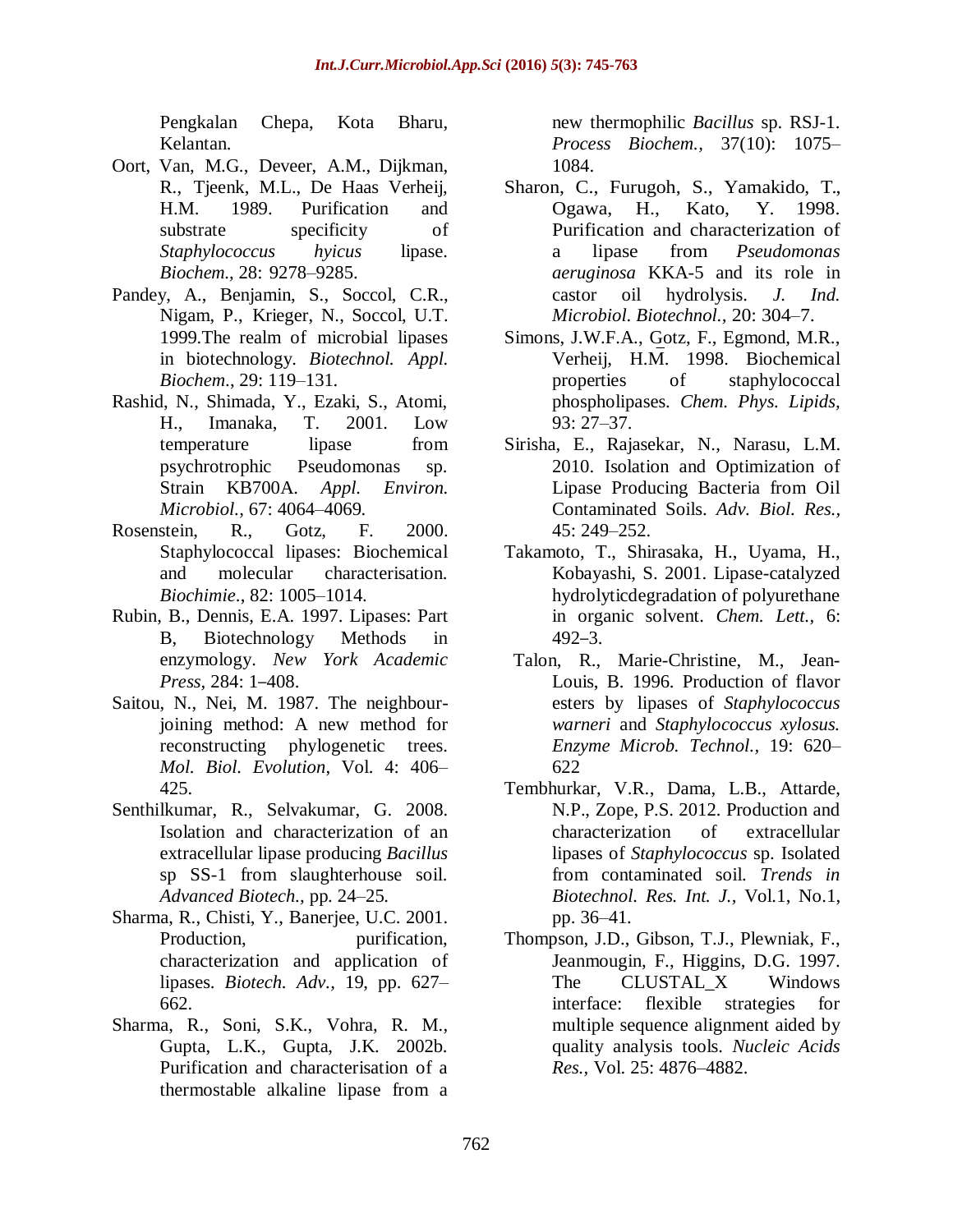Pengkalan Chepa, Kota Bharu, Kelantan.

Oort, Van, M.G., Deveer, A.M., Dijkman, R., Tjeenk, M.L., De Haas Verheij, H.M. 1989. Purification and substrate specificity of *Staphylococcus hyicus* lipase. *Biochem.*, 28: 9278–9285.

Pandey, A., Benjamin, S., Soccol, C.R., Nigam, P., Krieger, N., Soccol, U.T. 1999.The realm of microbial lipases in biotechnology. *Biotechnol. Appl. Biochem.*, 29: 119–131.

Rashid, N., Shimada, Y., Ezaki, S., Atomi, H., Imanaka, T. 2001. Low temperature lipase from psychrotrophic Pseudomonas sp. Strain KB700A. *Appl. Environ. Microbiol.*, 67: 4064–4069.

Rosenstein, R., Gotz, F. 2000. Staphylococcal lipases: Biochemical and molecular characterisation. *Biochimie.*, 82: 1005–1014.

Rubin, B., Dennis, E.A. 1997. Lipases: Part B, Biotechnology Methods in enzymology. *New York Academic Press*, 284: 1–408.

Saitou, N., Nei, M. 1987. The neighbour-joining method: A new method for reconstructing phylogenetic trees. *Mol. Biol. Evolution*, Vol. 4: 406–425.

Senthilkumar, R., Selvakumar, G. 2008. Isolation and characterization of an extracellular lipase producing *Bacillus* sp SS-1 from slaughterhouse soil. *Advanced Biotech.*, pp. 24–25.

Sharma, R., Chisti, Y., Banerjee, U.C. 2001. Production, purification, characterization and application of lipases. *Biotech. Adv.*, 19, pp. 627–662.

Sharma, R., Soni, S.K., Vohra, R. M., Gupta, L.K., Gupta, J.K. 2002b. Purification and characterisation of a thermostable alkaline lipase from a new thermophilic *Bacillus* sp. RSJ-1. *Process Biochem.*, 37(10): 1075–1084.

Sharon, C., Furugoh, S., Yamakido, T., Ogawa, H., Kato, Y. 1998. Purification and characterization of a lipase from *Pseudomonas aeruginosa* KKA-5 and its role in castor oil hydrolysis. *J. Ind. Microbiol. Biotechnol.*, 20: 304–7.

Simons, J.W.F.A., Gotz, F., Egmond, M.R., Verheij, H.M. 1998. Biochemical properties of staphylococcal phospholipases. *Chem. Phys. Lipids*, 93: 27–37.

Sirisha, E., Rajasekar, N., Narasu, L.M. 2010. Isolation and Optimization of Lipase Producing Bacteria from Oil Contaminated Soils. *Adv. Biol. Res.*, 45: 249–252.

Takamoto, T., Shirasaka, H., Uyama, H., Kobayashi, S. 2001. Lipase-catalyzed hydrolyticdegradation of polyurethane in organic solvent. *Chem. Lett.*, 6: 492–3.

Talon, R., Marie-Christine, M., Jean-Louis, B. 1996. Production of flavor esters by lipases of *Staphylococcus warneri* and *Staphylococcus xylosus. Enzyme Microb. Technol.*, 19: 620–622

Tembhurkar, V.R., Dama, L.B., Attarde, N.P., Zope, P.S. 2012. Production and characterization of extracellular lipases of *Staphylococcus* sp. Isolated from contaminated soil. *Trends in Biotechnol. Res. Int. J.*, Vol.1, No.1, pp. 36–41.

Thompson, J.D., Gibson, T.J., Plewniak, F., Jeanmougin, F., Higgins, D.G. 1997. The CLUSTAL_X Windows interface: flexible strategies for multiple sequence alignment aided by quality analysis tools. *Nucleic Acids Res.*, Vol. 25: 4876–4882.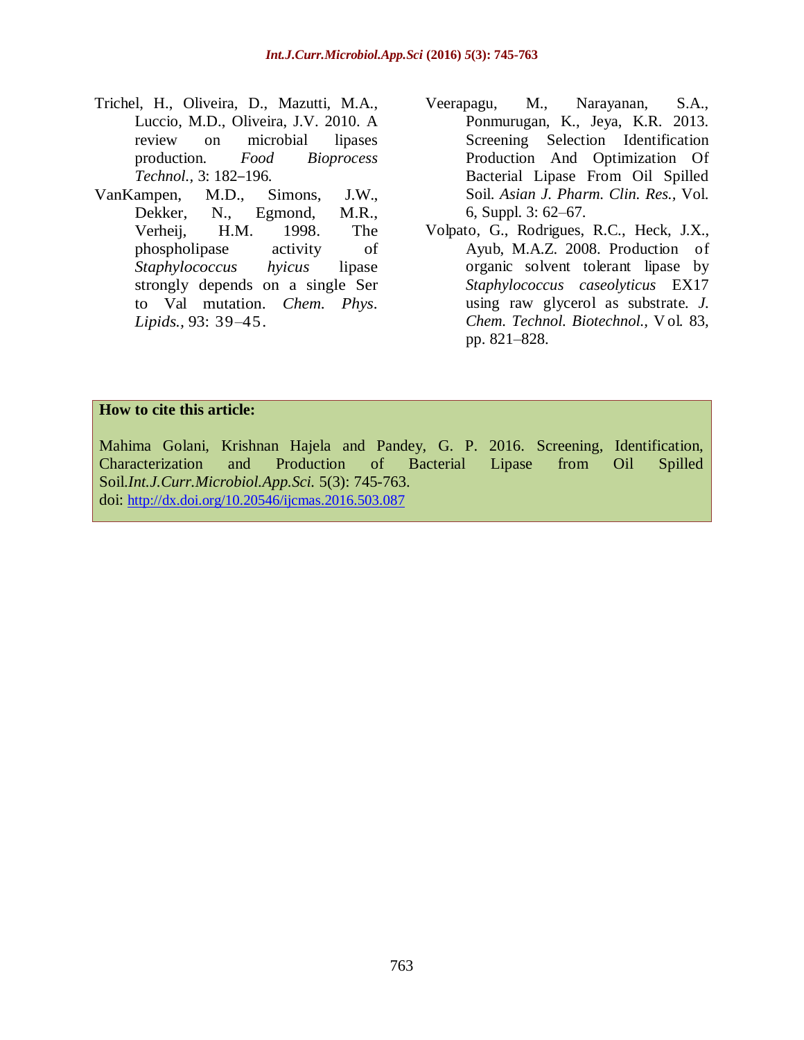Trichel, H., Oliveira, D., Mazutti, M.A., Luccio, M.D., Oliveira, J.V. 2010. A review on microbial lipases production. *Food Bioprocess Technol.*, 3: 182–196.

VanKampen, M.D., Simons, J.W., Dekker, N., Egmond, M.R., Verheij, H.M. 1998. The phospholipase activity of *Staphylococcus hyicus* lipase strongly depends on a single Ser to Val mutation. *Chem. Phys. Lipids.*, 93: 39–45.

Veerapagu, M., Narayanan, S.A., Ponmurugan, K., Jeya, K.R. 2013. Screening Selection Identification Production And Optimization Of Bacterial Lipase From Oil Spilled Soil. *Asian J. Pharm. Clin. Res.*, Vol. 6, Suppl. 3: 62–67.

Volpato, G., Rodrigues, R.C., Heck, J.X., Ayub, M.A.Z. 2008. Production of organic solvent tolerant lipase by *Staphylococcus caseolyticus* EX17 using raw glycerol as substrate. *J. Chem. Technol. Biotechnol.*, Vol. 83, pp. 821–828.

**How to cite this article:**

Mahima Golani, Krishnan Hajela and Pandey, G. P. 2016. Screening, Identification, Characterization and Production of Bacterial Lipase from Oil Spilled Soil.*Int.J.Curr.Microbiol.App.Sci.* 5(3): 745-763.
doi: http://dx.doi.org/10.20546/ijcmas.2016.503.087